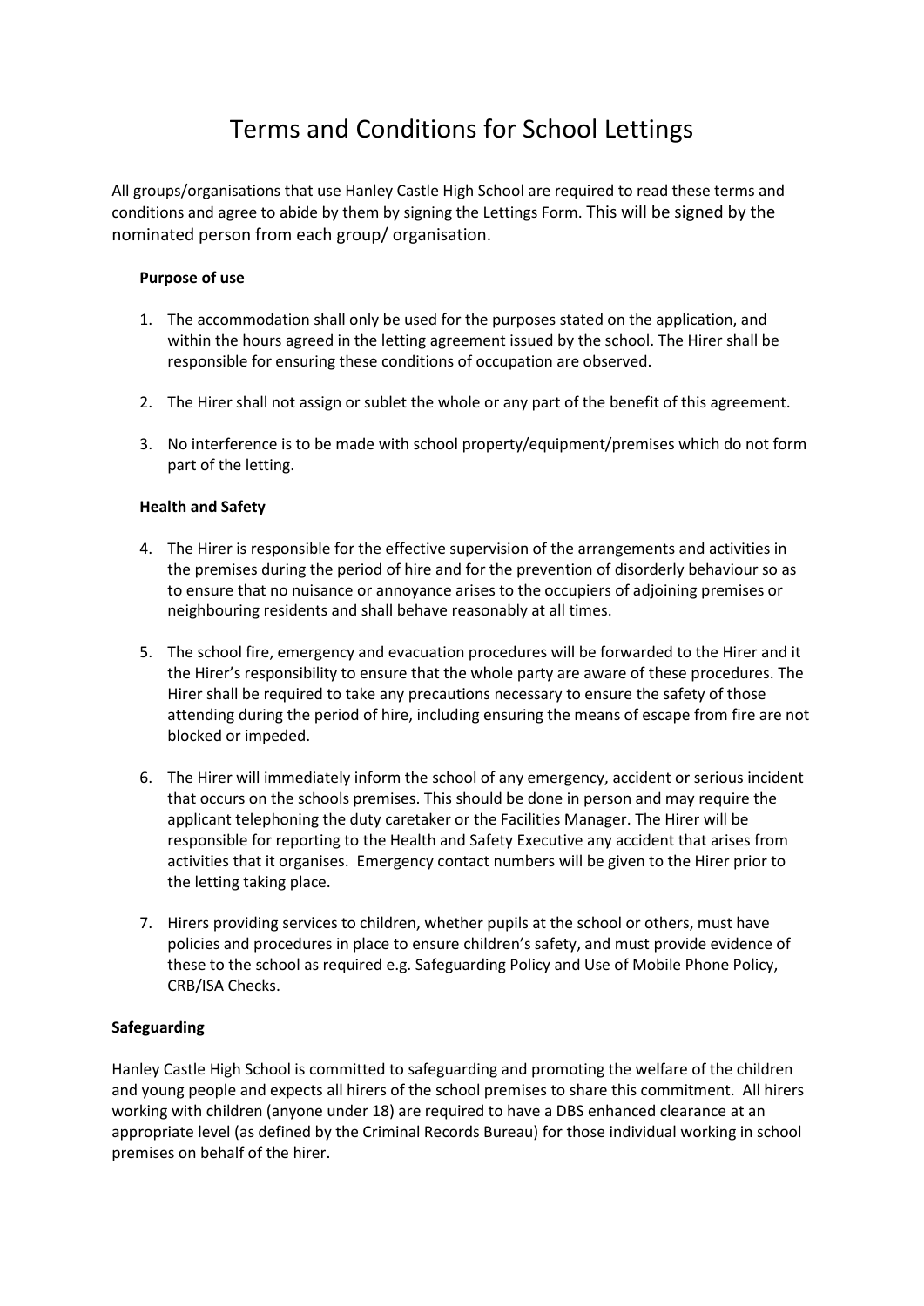# Terms and Conditions for School Lettings

All groups/organisations that use Hanley Castle High School are required to read these terms and conditions and agree to abide by them by signing the Lettings Form. This will be signed by the nominated person from each group/ organisation.

**Purpose of use**

1. The accommodation shall only be used for the purposes stated on the application, and within the hours agreed in the letting agreement issued by the school. The Hirer shall be responsible for ensuring these conditions of occupation are observed.

2. The Hirer shall not assign or sublet the whole or any part of the benefit of this agreement.

3. No interference is to be made with school property/equipment/premises which do not form part of the letting.

**Health and Safety**

4. The Hirer is responsible for the effective supervision of the arrangements and activities in the premises during the period of hire and for the prevention of disorderly behaviour so as to ensure that no nuisance or annoyance arises to the occupiers of adjoining premises or neighbouring residents and shall behave reasonably at all times.

5. The school fire, emergency and evacuation procedures will be forwarded to the Hirer and it the Hirer's responsibility to ensure that the whole party are aware of these procedures. The Hirer shall be required to take any precautions necessary to ensure the safety of those attending during the period of hire, including ensuring the means of escape from fire are not blocked or impeded.

6. The Hirer will immediately inform the school of any emergency, accident or serious incident that occurs on the schools premises. This should be done in person and may require the applicant telephoning the duty caretaker or the Facilities Manager. The Hirer will be responsible for reporting to the Health and Safety Executive any accident that arises from activities that it organises. Emergency contact numbers will be given to the Hirer prior to the letting taking place.

7. Hirers providing services to children, whether pupils at the school or others, must have policies and procedures in place to ensure children's safety, and must provide evidence of these to the school as required e.g. Safeguarding Policy and Use of Mobile Phone Policy, CRB/ISA Checks.

**Safeguarding**

Hanley Castle High School is committed to safeguarding and promoting the welfare of the children and young people and expects all hirers of the school premises to share this commitment. All hirers working with children (anyone under 18) are required to have a DBS enhanced clearance at an appropriate level (as defined by the Criminal Records Bureau) for those individual working in school premises on behalf of the hirer.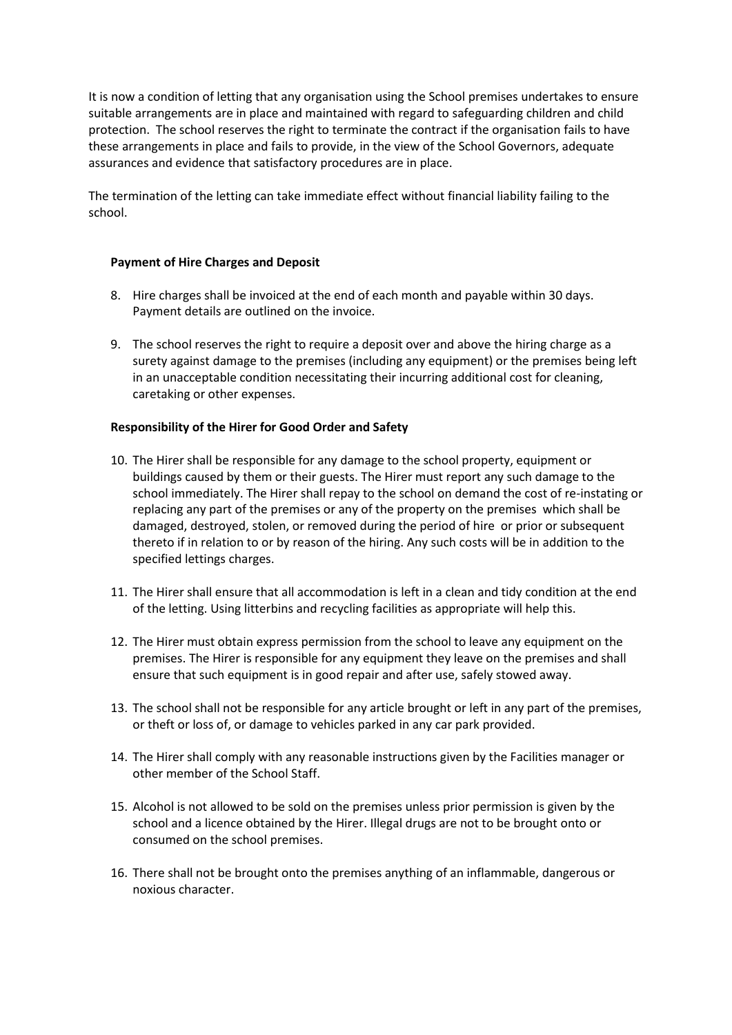It is now a condition of letting that any organisation using the School premises undertakes to ensure suitable arrangements are in place and maintained with regard to safeguarding children and child protection. The school reserves the right to terminate the contract if the organisation fails to have these arrangements in place and fails to provide, in the view of the School Governors, adequate assurances and evidence that satisfactory procedures are in place.

The termination of the letting can take immediate effect without financial liability failing to the school.

**Payment of Hire Charges and Deposit**

8. Hire charges shall be invoiced at the end of each month and payable within 30 days. Payment details are outlined on the invoice.

9. The school reserves the right to require a deposit over and above the hiring charge as a surety against damage to the premises (including any equipment) or the premises being left in an unacceptable condition necessitating their incurring additional cost for cleaning, caretaking or other expenses.

**Responsibility of the Hirer for Good Order and Safety**

10. The Hirer shall be responsible for any damage to the school property, equipment or buildings caused by them or their guests. The Hirer must report any such damage to the school immediately. The Hirer shall repay to the school on demand the cost of re-instating or replacing any part of the premises or any of the property on the premises which shall be damaged, destroyed, stolen, or removed during the period of hire or prior or subsequent thereto if in relation to or by reason of the hiring. Any such costs will be in addition to the specified lettings charges.

11. The Hirer shall ensure that all accommodation is left in a clean and tidy condition at the end of the letting. Using litterbins and recycling facilities as appropriate will help this.

12. The Hirer must obtain express permission from the school to leave any equipment on the premises. The Hirer is responsible for any equipment they leave on the premises and shall ensure that such equipment is in good repair and after use, safely stowed away.

13. The school shall not be responsible for any article brought or left in any part of the premises, or theft or loss of, or damage to vehicles parked in any car park provided.

14. The Hirer shall comply with any reasonable instructions given by the Facilities manager or other member of the School Staff.

15. Alcohol is not allowed to be sold on the premises unless prior permission is given by the school and a licence obtained by the Hirer. Illegal drugs are not to be brought onto or consumed on the school premises.

16. There shall not be brought onto the premises anything of an inflammable, dangerous or noxious character.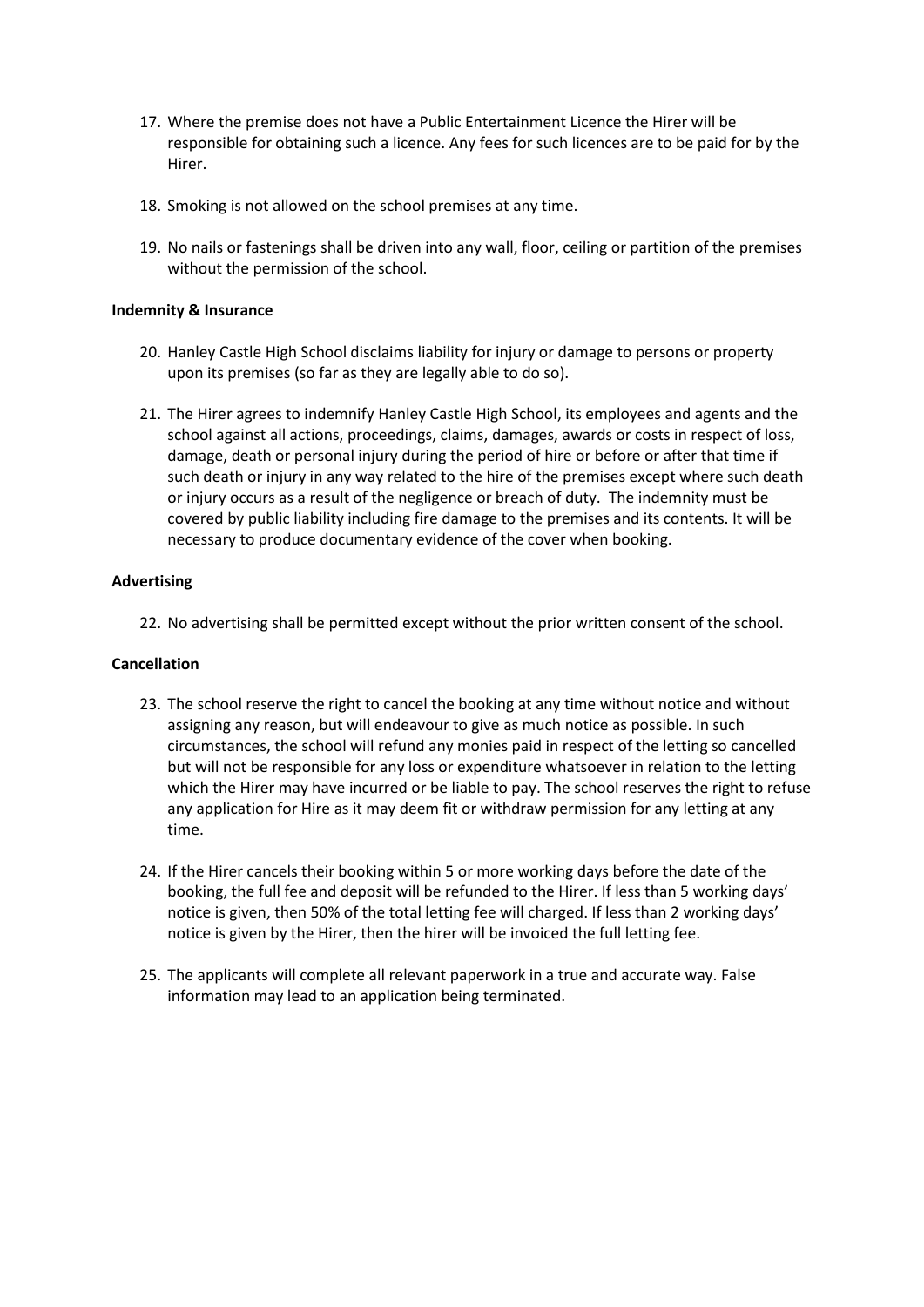17. Where the premise does not have a Public Entertainment Licence the Hirer will be responsible for obtaining such a licence. Any fees for such licences are to be paid for by the Hirer.

18. Smoking is not allowed on the school premises at any time.

19. No nails or fastenings shall be driven into any wall, floor, ceiling or partition of the premises without the permission of the school.

**Indemnity & Insurance**

20. Hanley Castle High School disclaims liability for injury or damage to persons or property upon its premises (so far as they are legally able to do so).

21. The Hirer agrees to indemnify Hanley Castle High School, its employees and agents and the school against all actions, proceedings, claims, damages, awards or costs in respect of loss, damage, death or personal injury during the period of hire or before or after that time if such death or injury in any way related to the hire of the premises except where such death or injury occurs as a result of the negligence or breach of duty. The indemnity must be covered by public liability including fire damage to the premises and its contents. It will be necessary to produce documentary evidence of the cover when booking.

**Advertising**

22. No advertising shall be permitted except without the prior written consent of the school.

**Cancellation**

23. The school reserve the right to cancel the booking at any time without notice and without assigning any reason, but will endeavour to give as much notice as possible. In such circumstances, the school will refund any monies paid in respect of the letting so cancelled but will not be responsible for any loss or expenditure whatsoever in relation to the letting which the Hirer may have incurred or be liable to pay. The school reserves the right to refuse any application for Hire as it may deem fit or withdraw permission for any letting at any time.

24. If the Hirer cancels their booking within 5 or more working days before the date of the booking, the full fee and deposit will be refunded to the Hirer. If less than 5 working days' notice is given, then 50% of the total letting fee will charged. If less than 2 working days' notice is given by the Hirer, then the hirer will be invoiced the full letting fee.

25. The applicants will complete all relevant paperwork in a true and accurate way. False information may lead to an application being terminated.